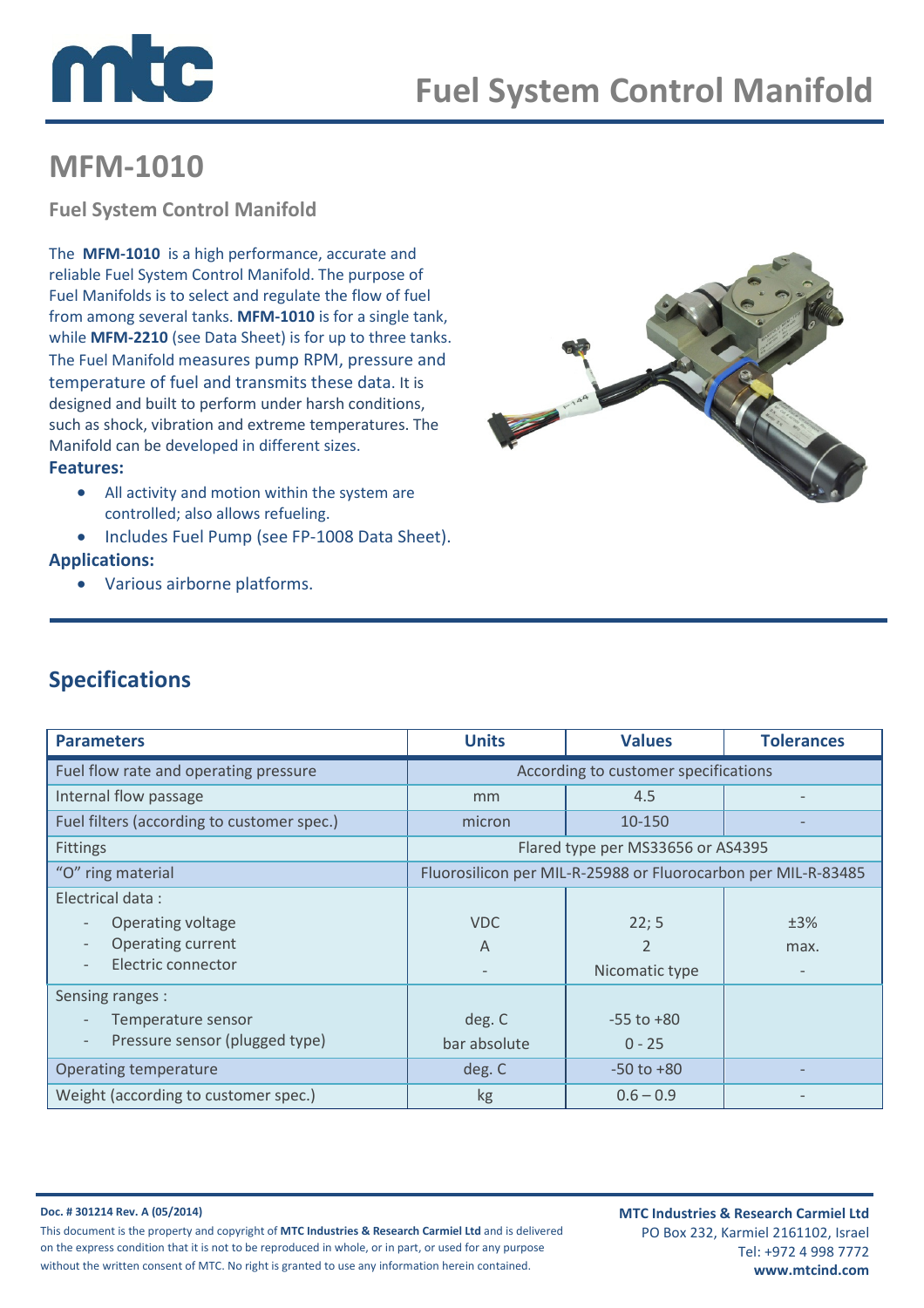# Fuel System Control Manifold

## MFM-1010

### Fuel System Control Manifold

The **MFM-1010** is a high performance, accurate and reliable Fuel System Control Manifold. The purpose of Fuel Manifolds is to select and regulate the flow of fuel from among several tanks. **MFM-1010** is for a single tank, while **MFM-2210** (see Data Sheet) is for up to three tanks. The Fuel Manifold measures pump RPM, pressure and temperature of fuel and transmits these data. It is designed and built to perform under harsh conditions, such as shock, vibration and extreme temperatures. The Manifold can be developed in different sizes.

**Features:**

- All activity and motion within the system are controlled; also allows refueling.
- Includes Fuel Pump (see FP-1008 Data Sheet).

**Applications:**

- Various airborne platforms.

## Specifications

| Parameters | Units | Values | Tolerances |
|---|---|---|---|
| Fuel flow rate and operating pressure | According to customer specifications | | |
| Internal flow passage | mm | 4.5 | - |
| Fuel filters (according to customer spec.) | micron | 10-150 | - |
| Fittings | Flared type per MS33656 or AS4395 | | |
| "O" ring material | Fluorosilicon per MIL-R-25988 or Fluorocarbon per MIL-R-83485 | | |
| Electrical data : | | | |
| - Operating voltage | VDC | 22; 5 | ±3% |
| - Operating current | A | 2 | max. |
| - Electric connector | - | Nicomatic type | - |
| Sensing ranges : | | | |
| - Temperature sensor | deg. C | -55 to +80 | |
| - Pressure sensor (plugged type) | bar absolute | 0 - 25 | |
| Operating temperature | deg. C | -50 to +80 | - |
| Weight (according to customer spec.) | kg | 0.6 – 0.9 | - |

**Doc. # 301214 Rev. A (05/2014)**

This document is the property and copyright of **MTC Industries & Research Carmiel Ltd** and is delivered on the express condition that it is not to be reproduced in whole, or in part, or used for any purpose without the written consent of MTC. No right is granted to use any information herein contained.

**MTC Industries & Research Carmiel Ltd**
PO Box 232, Karmiel 2161102, Israel
Tel: +972 4 998 7772
**www.mtcind.com**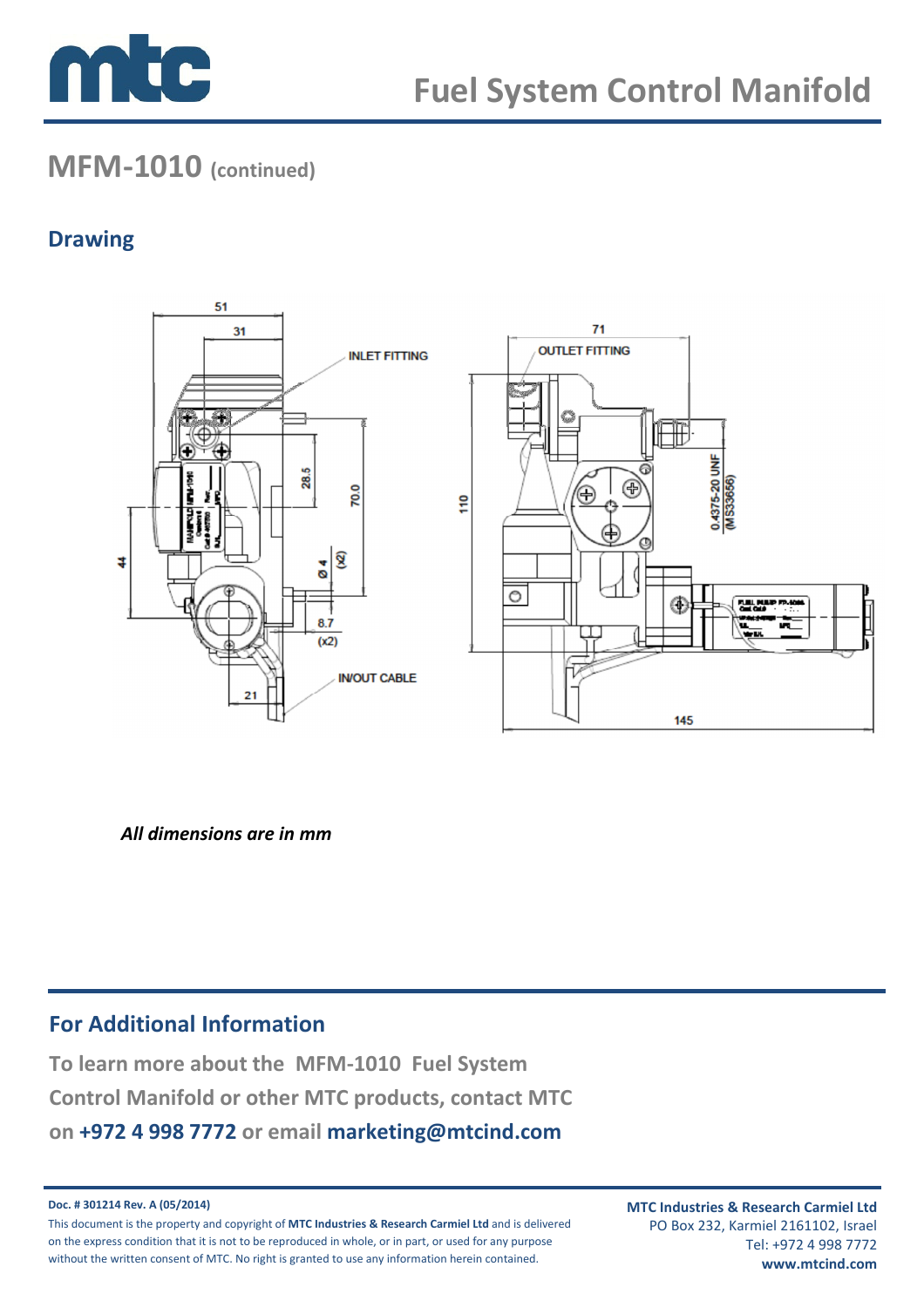# MFM-1010 (continued)

## Drawing

51
31
INLET FITTING
28.5
70.0
44
Ø 4
(x2)
8.7
(x2)
21
IN/OUT CABLE
71
OUTLET FITTING
110
0.4375-20 UNF
(MS33656)
145

***All dimensions are in mm***

## For Additional Information

**To learn more about the MFM-1010 Fuel System Control Manifold or other MTC products, contact MTC on +972 4 998 7772 or email marketing@mtcind.com**

**Doc. # 301214 Rev. A (05/2014)**

This document is the property and copyright of **MTC Industries & Research Carmiel Ltd** and is delivered on the express condition that it is not to be reproduced in whole, or in part, or used for any purpose without the written consent of MTC. No right is granted to use any information herein contained.

**MTC Industries & Research Carmiel Ltd**
PO Box 232, Karmiel 2161102, Israel
Tel: +972 4 998 7772
**www.mtcind.com**